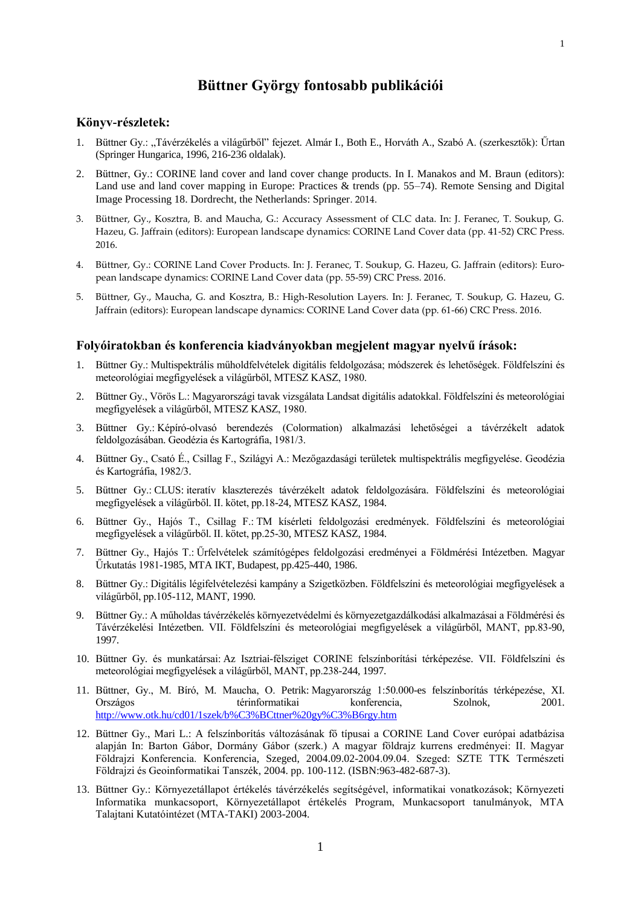# Büttner György fontosabb publikációi

## Könyv-részletek:

1. Büttner Gy.: „Távérzékelés a világűrből" fejezet. Almár I., Both E., Horváth A., Szabó A. (szerkesztők): Űrtan (Springer Hungarica, 1996, 216-236 oldalak).
2. Büttner, Gy.: CORINE land cover and land cover change products. In I. Manakos and M. Braun (editors): Land use and land cover mapping in Europe: Practices & trends (pp. 55–74). Remote Sensing and Digital Image Processing 18. Dordrecht, the Netherlands: Springer. 2014.
3. Büttner, Gy., Kosztra, B. and Maucha, G.: Accuracy Assessment of CLC data. In: J. Feranec, T. Soukup, G. Hazeu, G. Jaffrain (editors): European landscape dynamics: CORINE Land Cover data (pp. 41-52) CRC Press. 2016.
4. Büttner, Gy.: CORINE Land Cover Products. In: J. Feranec, T. Soukup, G. Hazeu, G. Jaffrain (editors): European landscape dynamics: CORINE Land Cover data (pp. 55-59) CRC Press. 2016.
5. Büttner, Gy., Maucha, G. and Kosztra, B.: High-Resolution Layers. In: J. Feranec, T. Soukup, G. Hazeu, G. Jaffrain (editors): European landscape dynamics: CORINE Land Cover data (pp. 61-66) CRC Press. 2016.

## Folyóiratokban és konferencia kiadványokban megjelent magyar nyelvű írások:

1. Büttner Gy.: Multispektrális műholdfelvételek digitális feldolgozása; módszerek és lehetőségek. Földfelszíni és meteorológiai megfigyelések a világűrből, MTESZ KASZ, 1980.
2. Büttner Gy., Vörös L.: Magyarországi tavak vizsgálata Landsat digitális adatokkal. Földfelszíni és meteorológiai megfigyelések a világűrből, MTESZ KASZ, 1980.
3. Büttner Gy.: Képíró-olvasó berendezés (Colormation) alkalmazási lehetőségei a távérzékelt adatok feldolgozásában. Geodézia és Kartográfia, 1981/3.
4. Büttner Gy., Csató É., Csillag F., Szilágyi A.: Mezőgazdasági területek multispektrális megfigyelése. Geodézia és Kartográfia, 1982/3.
5. Büttner Gy.: CLUS: iteratív klaszterezés távérzékelt adatok feldolgozására. Földfelszíni és meteorológiai megfigyelések a világűrből. II. kötet, pp.18-24, MTESZ KASZ, 1984.
6. Büttner Gy., Hajós T., Csillag F.: TM kísérleti feldolgozási eredmények. Földfelszíni és meteorológiai megfigyelések a világűrből. II. kötet, pp.25-30, MTESZ KASZ, 1984.
7. Büttner Gy., Hajós T.: Űrfelvételek számítógépes feldolgozási eredményei a Földmérési Intézetben. Magyar Űrkutatás 1981-1985, MTA IKT, Budapest, pp.425-440, 1986.
8. Büttner Gy.: Digitális légifelvételezési kampány a Szigetközben. Földfelszíni és meteorológiai megfigyelések a világűrből, pp.105-112, MANT, 1990.
9. Büttner Gy.: A műholdas távérzékelés környezetvédelmi és környezetgazdálkodási alkalmazásai a Földmérési és Távérzékelési Intézetben. VII. Földfelszíni és meteorológiai megfigyelések a világűrből, MANT, pp.83-90, 1997.
10. Büttner Gy. és munkatársai: Az Isztriai-félsziget CORINE felszínborítási térképezése. VII. Földfelszíni és meteorológiai megfigyelések a világűrből, MANT, pp.238-244, 1997.
11. Büttner, Gy., M. Bíró, M. Maucha, O. Petrik: Magyarország 1:50.000-es felszínborítás térképezése, XI. Országos térinformatikai konferencia, Szolnok, 2001. http://www.otk.hu/cd01/1szek/b%C3%BCttner%20gy%C3%B6rgy.htm
12. Büttner Gy., Mari L.: A felszínborítás változásának fő típusai a CORINE Land Cover európai adatbázisa alapján In: Barton Gábor, Dormány Gábor (szerk.) A magyar földrajz kurrens eredményei: II. Magyar Földrajzi Konferencia. Konferencia, Szeged, 2004.09.02-2004.09.04. Szeged: SZTE TTK Természeti Földrajzi és Geoinformatikai Tanszék, 2004. pp. 100-112. (ISBN:963-482-687-3).
13. Büttner Gy.: Környezetállapot értékelés távérzékelés segítségével, informatikai vonatkozások; Környezeti Informatika munkacsoport, Környezetállapot értékelés Program, Munkacsoport tanulmányok, MTA Talajtani Kutatóintézet (MTA-TAKI) 2003-2004.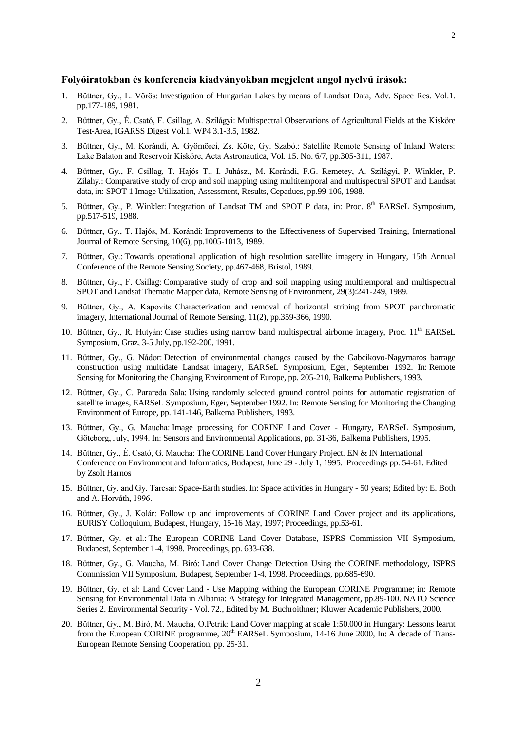## Folyóiratokban és konferencia kiadványokban megjelent angol nyelvű írások:

1. Büttner, Gy., L. Vörös: Investigation of Hungarian Lakes by means of Landsat Data, Adv. Space Res. Vol.1. pp.177-189, 1981.

2. Büttner, Gy., É. Csató, F. Csillag, A. Szilágyi: Multispectral Observations of Agricultural Fields at the Kisköre Test-Area, IGARSS Digest Vol.1. WP4 3.1-3.5, 1982.

3. Büttner, Gy., M. Korándi, A. Gyömörei, Zs. Köte, Gy. Szabó.: Satellite Remote Sensing of Inland Waters: Lake Balaton and Reservoir Kisköre, Acta Astronautica, Vol. 15. No. 6/7, pp.305-311, 1987.

4. Büttner, Gy., F. Csillag, T. Hajós T., I. Juhász., M. Korándi, F.G. Remetey, A. Szilágyi, P. Winkler, P. Zilahy.: Comparative study of crop and soil mapping using multitemporal and multispectral SPOT and Landsat data, in: SPOT 1 Image Utilization, Assessment, Results, Cepadues, pp.99-106, 1988.

5. Büttner, Gy., P. Winkler: Integration of Landsat TM and SPOT P data, in: Proc. 8th EARSeL Symposium, pp.517-519, 1988.

6. Büttner, Gy., T. Hajós, M. Korándi: Improvements to the Effectiveness of Supervised Training, International Journal of Remote Sensing, 10(6), pp.1005-1013, 1989.

7. Büttner, Gy.: Towards operational application of high resolution satellite imagery in Hungary, 15th Annual Conference of the Remote Sensing Society, pp.467-468, Bristol, 1989.

8. Büttner, Gy., F. Csillag: Comparative study of crop and soil mapping using multitemporal and multispectral SPOT and Landsat Thematic Mapper data, Remote Sensing of Environment, 29(3):241-249, 1989.

9. Büttner, Gy., A. Kapovits: Characterization and removal of horizontal striping from SPOT panchromatic imagery, International Journal of Remote Sensing, 11(2), pp.359-366, 1990.

10. Büttner, Gy., R. Hutyán: Case studies using narrow band multispectral airborne imagery, Proc. 11th EARSeL Symposium, Graz, 3-5 July, pp.192-200, 1991.

11. Büttner, Gy., G. Nádor: Detection of environmental changes caused by the Gabcikovo-Nagymaros barrage construction using multidate Landsat imagery, EARSeL Symposium, Eger, September 1992. In: Remote Sensing for Monitoring the Changing Environment of Europe, pp. 205-210, Balkema Publishers, 1993.

12. Büttner, Gy., C. Parareda Sala: Using randomly selected ground control points for automatic registration of satellite images, EARSeL Symposium, Eger, September 1992. In: Remote Sensing for Monitoring the Changing Environment of Europe, pp. 141-146, Balkema Publishers, 1993.

13. Büttner, Gy., G. Maucha: Image processing for CORINE Land Cover - Hungary, EARSeL Symposium, Göteborg, July, 1994. In: Sensors and Environmental Applications, pp. 31-36, Balkema Publishers, 1995.

14. Büttner, Gy., É. Csató, G. Maucha: The CORINE Land Cover Hungary Project. EN & IN International Conference on Environment and Informatics, Budapest, June 29 - July 1, 1995. Proceedings pp. 54-61. Edited by Zsolt Harnos

15. Büttner, Gy. and Gy. Tarcsai: Space-Earth studies. In: Space activities in Hungary - 50 years; Edited by: E. Both and A. Horváth, 1996.

16. Büttner, Gy., J. Kolár: Follow up and improvements of CORINE Land Cover project and its applications, EURISY Colloquium, Budapest, Hungary, 15-16 May, 1997; Proceedings, pp.53-61.

17. Büttner, Gy. et al.: The European CORINE Land Cover Database, ISPRS Commission VII Symposium, Budapest, September 1-4, 1998. Proceedings, pp. 633-638.

18. Büttner, Gy., G. Maucha, M. Bíró: Land Cover Change Detection Using the CORINE methodology, ISPRS Commission VII Symposium, Budapest, September 1-4, 1998. Proceedings, pp.685-690.

19. Büttner, Gy. et al: Land Cover Land - Use Mapping withing the European CORINE Programme; in: Remote Sensing for Environmental Data in Albania: A Strategy for Integrated Management, pp.89-100. NATO Science Series 2. Environmental Security - Vol. 72., Edited by M. Buchroithner; Kluwer Academic Publishers, 2000.

20. Büttner, Gy., M. Bíró, M. Maucha, O.Petrik: Land Cover mapping at scale 1:50.000 in Hungary: Lessons learnt from the European CORINE programme, 20th EARSeL Symposium, 14-16 June 2000, In: A decade of Trans-European Remote Sensing Cooperation, pp. 25-31.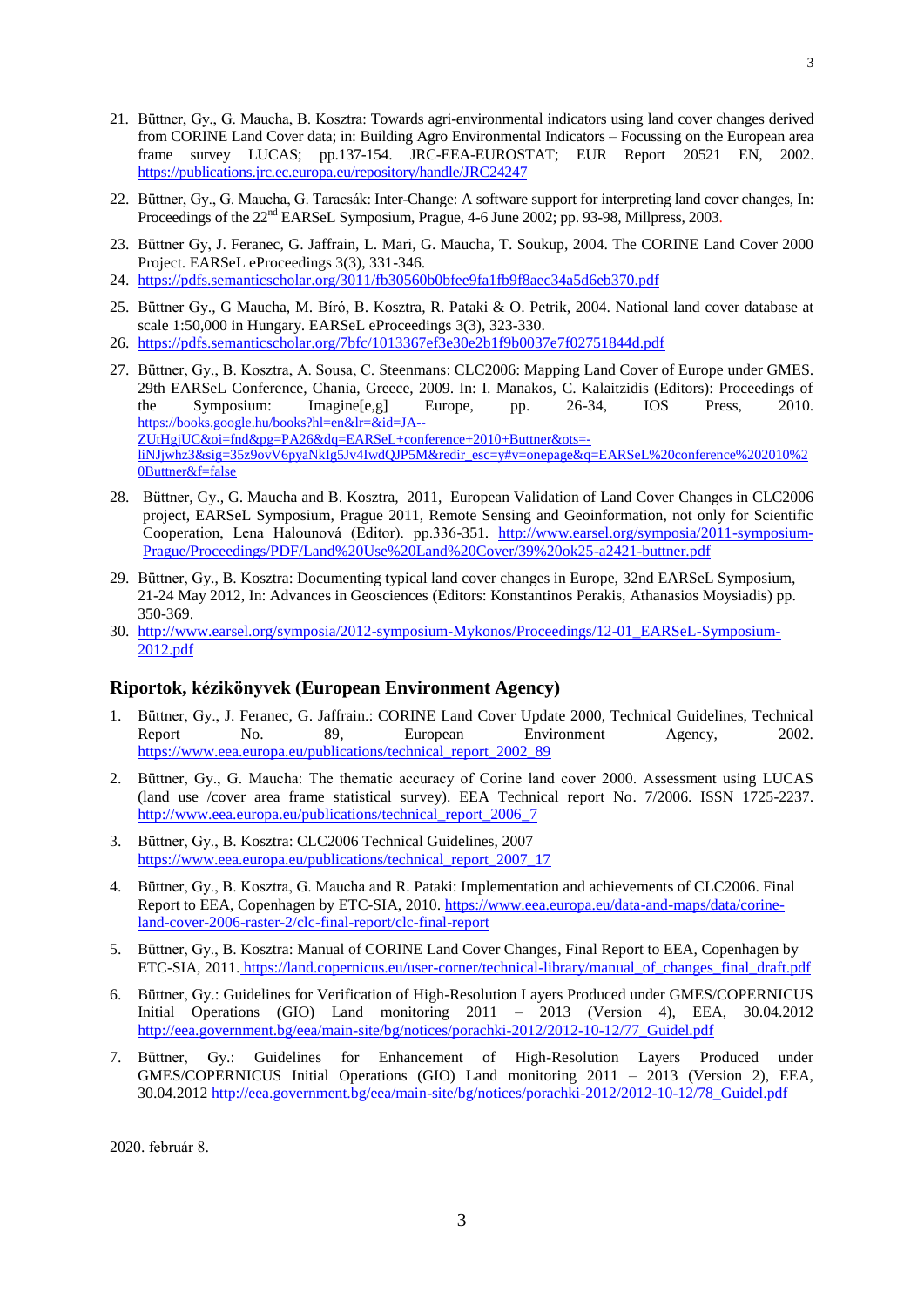21. Büttner, Gy., G. Maucha, B. Kosztra: Towards agri-environmental indicators using land cover changes derived from CORINE Land Cover data; in: Building Agro Environmental Indicators – Focussing on the European area frame survey LUCAS; pp.137-154. JRC-EEA-EUROSTAT; EUR Report 20521 EN, 2002. https://publications.jrc.ec.europa.eu/repository/handle/JRC24247

22. Büttner, Gy., G. Maucha, G. Taracsák: Inter-Change: A software support for interpreting land cover changes, In: Proceedings of the 22nd EARSeL Symposium, Prague, 4-6 June 2002; pp. 93-98, Millpress, 2003.

23. Büttner Gy, J. Feranec, G. Jaffrain, L. Mari, G. Maucha, T. Soukup, 2004. The CORINE Land Cover 2000 Project. EARSeL eProceedings 3(3), 331-346.

24. https://pdfs.semanticscholar.org/3011/fb30560b0bfee9fa1fb9f8aec34a5d6eb370.pdf

25. Büttner Gy., G Maucha, M. Bíró, B. Kosztra, R. Pataki & O. Petrik, 2004. National land cover database at scale 1:50,000 in Hungary. EARSeL eProceedings 3(3), 323-330.

26. https://pdfs.semanticscholar.org/7bfc/1013367ef3e30e2b1f9b0037e7f02751844d.pdf

27. Büttner, Gy., B. Kosztra, A. Sousa, C. Steenmans: CLC2006: Mapping Land Cover of Europe under GMES. 29th EARSeL Conference, Chania, Greece, 2009. In: I. Manakos, C. Kalaitzidis (Editors): Proceedings of the Symposium: Imagine[e,g] Europe, pp. 26-34, IOS Press, 2010. https://books.google.hu/books?hl=en&lr=&id=JA--ZUtHgjUC&oi=fnd&pg=PA26&dq=EARSeL+conference+2010+Buttner&ots=-liNJjwhz3&sig=35z9ovV6pyaNkIg5Jv4IwdQJP5M&redir_esc=y#v=onepage&q=EARSeL%20conference%202010%20Buttner&f=false

28. Büttner, Gy., G. Maucha and B. Kosztra, 2011, European Validation of Land Cover Changes in CLC2006 project, EARSeL Symposium, Prague 2011, Remote Sensing and Geoinformation, not only for Scientific Cooperation, Lena Halounová (Editor). pp.336-351. http://www.earsel.org/symposia/2011-symposium-Prague/Proceedings/PDF/Land%20Use%20Land%20Cover/39%20ok25-a2421-buttner.pdf

29. Büttner, Gy., B. Kosztra: Documenting typical land cover changes in Europe, 32nd EARSeL Symposium, 21-24 May 2012, In: Advances in Geosciences (Editors: Konstantinos Perakis, Athanasios Moysiadis) pp. 350-369.

30. http://www.earsel.org/symposia/2012-symposium-Mykonos/Proceedings/12-01_EARSeL-Symposium-2012.pdf

## Riportok, kézikönyvek (European Environment Agency)

1. Büttner, Gy., J. Feranec, G. Jaffrain.: CORINE Land Cover Update 2000, Technical Guidelines, Technical Report No. 89, European Environment Agency, 2002. https://www.eea.europa.eu/publications/technical_report_2002_89

2. Büttner, Gy., G. Maucha: The thematic accuracy of Corine land cover 2000. Assessment using LUCAS (land use /cover area frame statistical survey). EEA Technical report No. 7/2006. ISSN 1725-2237. http://www.eea.europa.eu/publications/technical_report_2006_7

3. Büttner, Gy., B. Kosztra: CLC2006 Technical Guidelines, 2007 https://www.eea.europa.eu/publications/technical_report_2007_17

4. Büttner, Gy., B. Kosztra, G. Maucha and R. Pataki: Implementation and achievements of CLC2006. Final Report to EEA, Copenhagen by ETC-SIA, 2010. https://www.eea.europa.eu/data-and-maps/data/corine-land-cover-2006-raster-2/clc-final-report/clc-final-report

5. Büttner, Gy., B. Kosztra: Manual of CORINE Land Cover Changes, Final Report to EEA, Copenhagen by ETC-SIA, 2011. https://land.copernicus.eu/user-corner/technical-library/manual_of_changes_final_draft.pdf

6. Büttner, Gy.: Guidelines for Verification of High-Resolution Layers Produced under GMES/COPERNICUS Initial Operations (GIO) Land monitoring 2011 – 2013 (Version 4), EEA, 30.04.2012 http://eea.government.bg/eea/main-site/bg/notices/porachki-2012/2012-10-12/77_Guidel.pdf

7. Büttner, Gy.: Guidelines for Enhancement of High-Resolution Layers Produced under GMES/COPERNICUS Initial Operations (GIO) Land monitoring 2011 – 2013 (Version 2), EEA, 30.04.2012 http://eea.government.bg/eea/main-site/bg/notices/porachki-2012/2012-10-12/78_Guidel.pdf

2020. február 8.